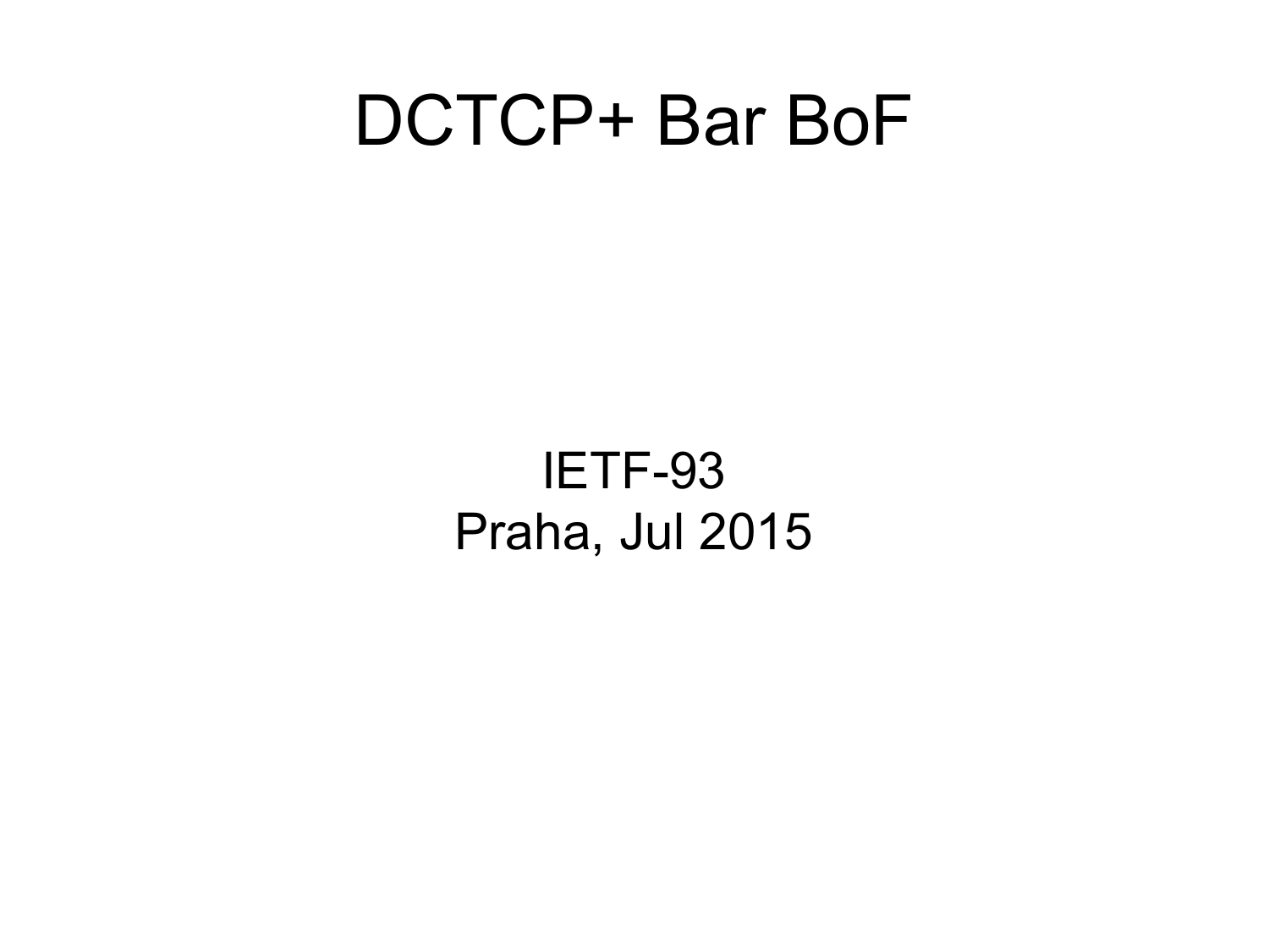# DCTCP+ Bar BoF

IETF-93
Praha, Jul 2015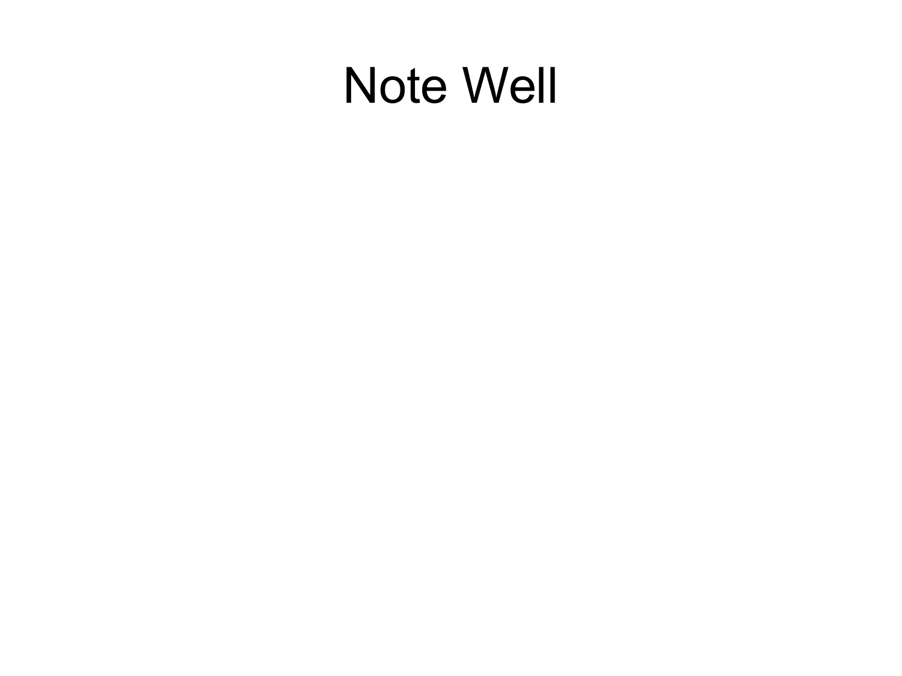# Note Well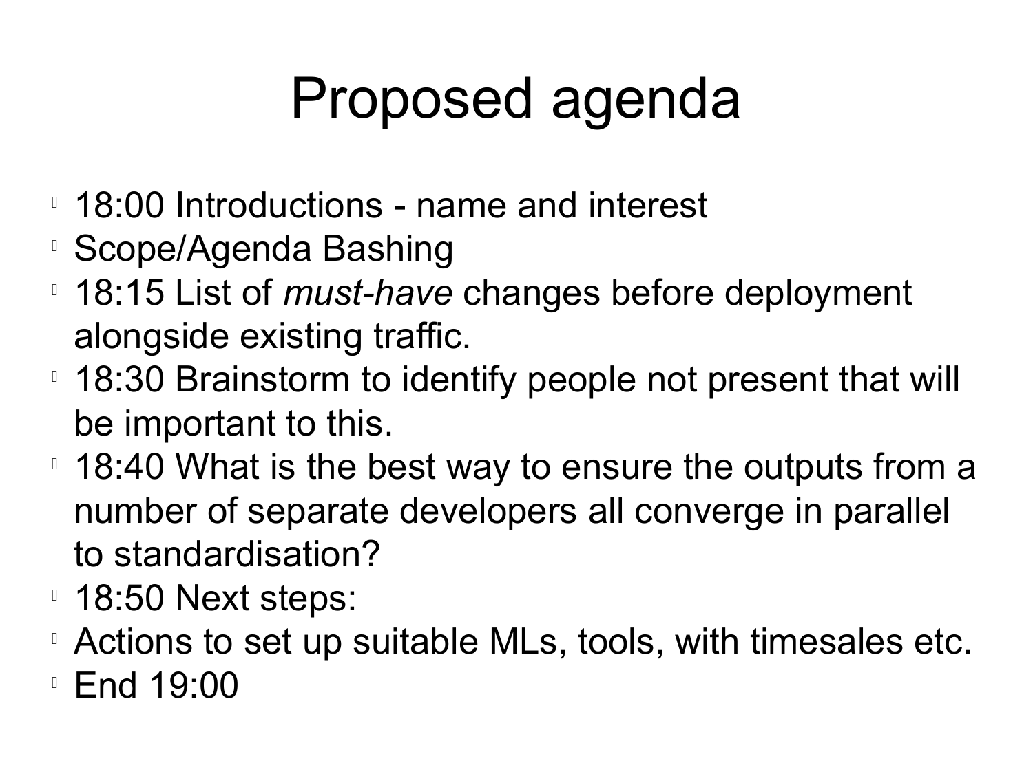# Proposed agenda

- 18:00 Introductions - name and interest
- Scope/Agenda Bashing
- 18:15 List of *must-have* changes before deployment alongside existing traffic.
- 18:30 Brainstorm to identify people not present that will be important to this.
- 18:40 What is the best way to ensure the outputs from a number of separate developers all converge in parallel to standardisation?
- 18:50 Next steps:
- Actions to set up suitable MLs, tools, with timesales etc.
- End 19:00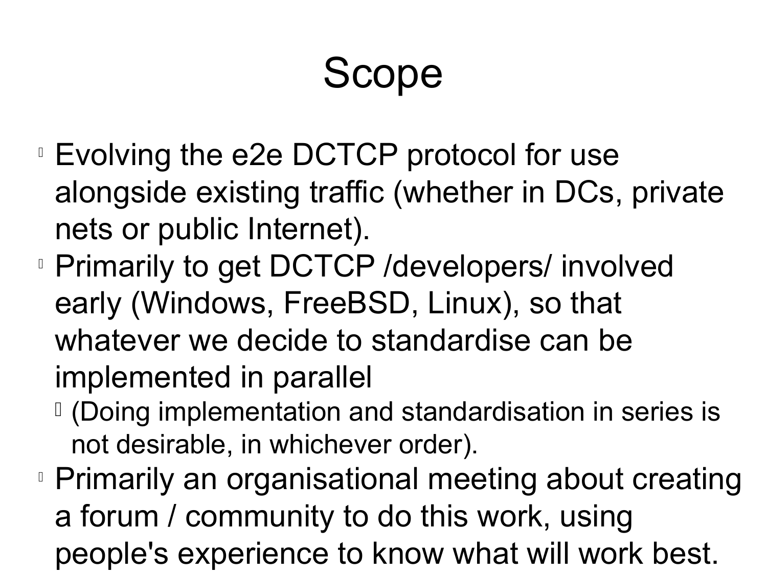# Scope

- Evolving the e2e DCTCP protocol for use alongside existing traffic (whether in DCs, private nets or public Internet).
- Primarily to get DCTCP /developers/ involved early (Windows, FreeBSD, Linux), so that whatever we decide to standardise can be implemented in parallel
  - (Doing implementation and standardisation in series is not desirable, in whichever order).
- Primarily an organisational meeting about creating a forum / community to do this work, using people's experience to know what will work best.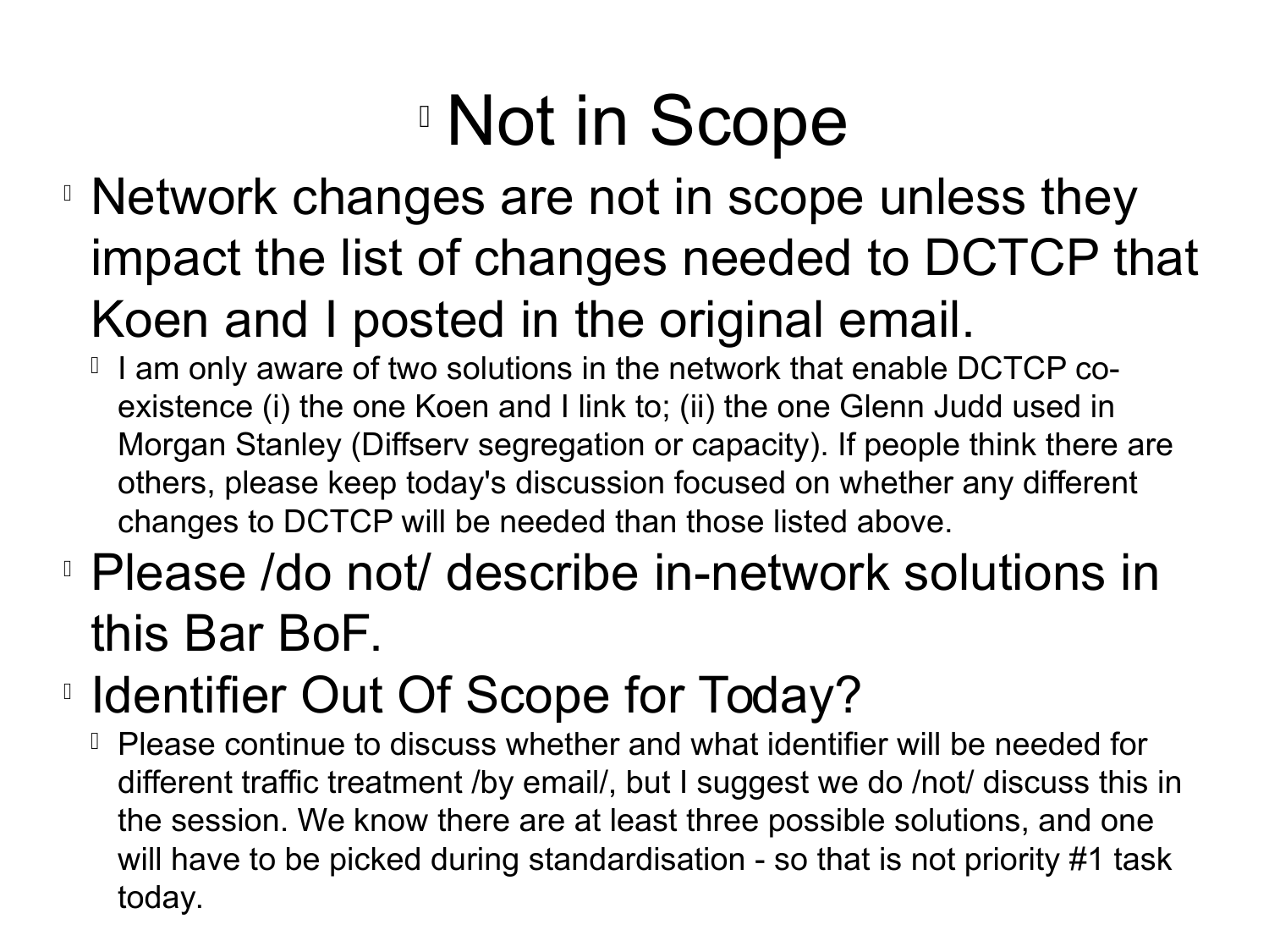# Not in Scope

- Network changes are not in scope unless they impact the list of changes needed to DCTCP that Koen and I posted in the original email.
  - I am only aware of two solutions in the network that enable DCTCP co-existence (i) the one Koen and I link to; (ii) the one Glenn Judd used in Morgan Stanley (Diffserv segregation or capacity). If people think there are others, please keep today's discussion focused on whether any different changes to DCTCP will be needed than those listed above.
- Please /do not/ describe in-network solutions in this Bar BoF.
- Identifier Out Of Scope for Today?
  - Please continue to discuss whether and what identifier will be needed for different traffic treatment /by email/, but I suggest we do /not/ discuss this in the session. We know there are at least three possible solutions, and one will have to be picked during standardisation - so that is not priority #1 task today.